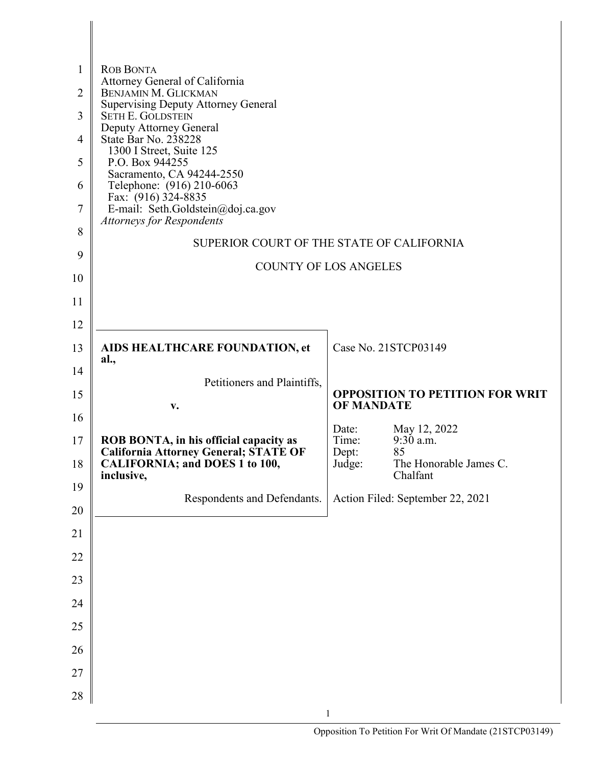ROB BONTA
Attorney General of California
BENJAMIN M. GLICKMAN
Supervising Deputy Attorney General
SETH E. GOLDSTEIN
Deputy Attorney General
State Bar No. 238228
1300 I Street, Suite 125
P.O. Box 944255
Sacramento, CA 94244-2550
Telephone: (916) 210-6063
Fax: (916) 324-8835
E-mail: Seth.Goldstein@doj.ca.gov
*Attorneys for Respondents*

SUPERIOR COURT OF THE STATE OF CALIFORNIA

COUNTY OF LOS ANGELES

**AIDS HEALTHCARE FOUNDATION, et al.,**

Petitioners and Plaintiffs,

**v.**

**ROB BONTA, in his official capacity as California Attorney General; STATE OF CALIFORNIA; and DOES 1 to 100, inclusive,**

Respondents and Defendants.

Case No. 21STCP03149

**OPPOSITION TO PETITION FOR WRIT OF MANDATE**

Date: May 12, 2022
Time: 9:30 a.m.
Dept: 85
Judge: The Honorable James C. Chalfant

Action Filed: September 22, 2021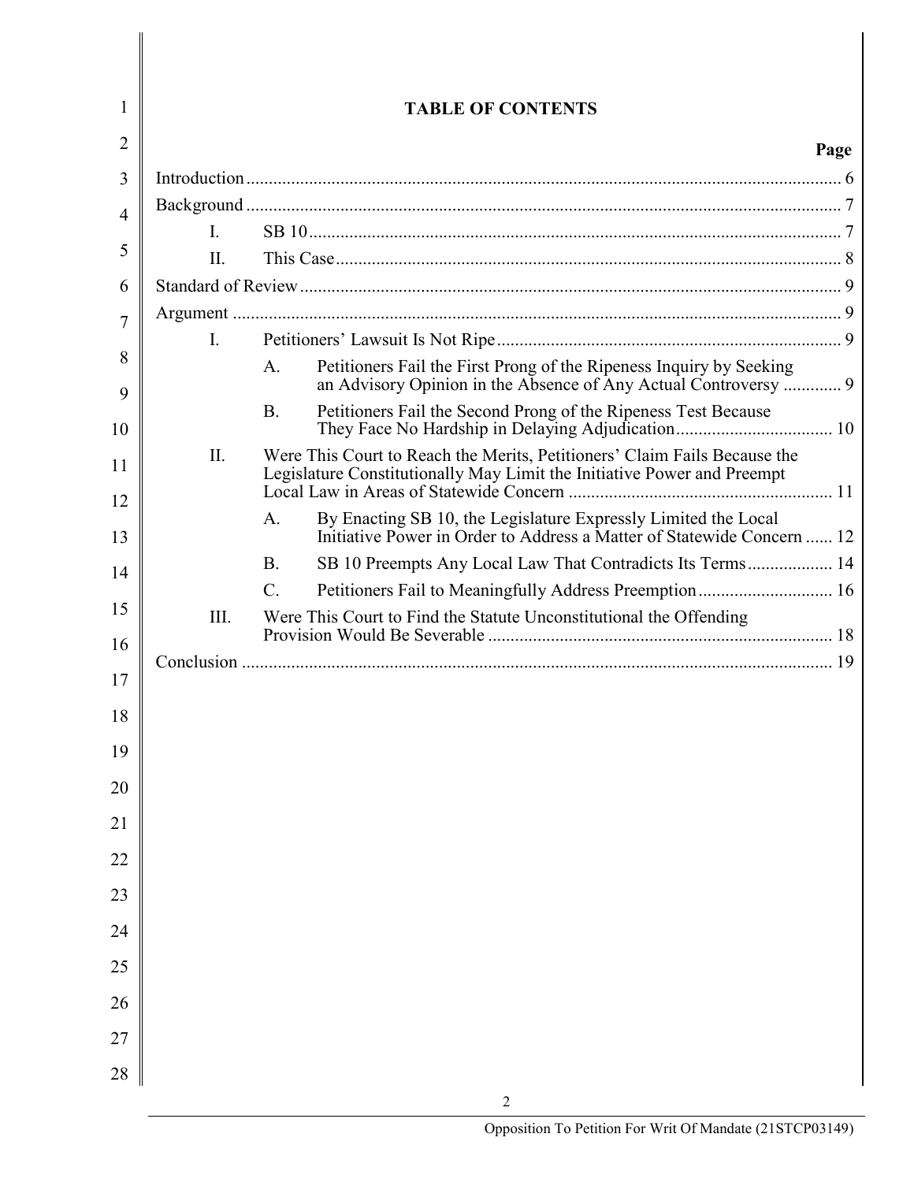# TABLE OF CONTENTS

| | Page |
|---|---|
| Introduction | 6 |
| Background | 7 |
| I. SB 10 | 7 |
| II. This Case | 8 |
| Standard of Review | 9 |
| Argument | 9 |
| I. Petitioners' Lawsuit Is Not Ripe | 9 |
| A. Petitioners Fail the First Prong of the Ripeness Inquiry by Seeking an Advisory Opinion in the Absence of Any Actual Controversy | 9 |
| B. Petitioners Fail the Second Prong of the Ripeness Test Because They Face No Hardship in Delaying Adjudication | 10 |
| II. Were This Court to Reach the Merits, Petitioners' Claim Fails Because the Legislature Constitutionally May Limit the Initiative Power and Preempt Local Law in Areas of Statewide Concern | 11 |
| A. By Enacting SB 10, the Legislature Expressly Limited the Local Initiative Power in Order to Address a Matter of Statewide Concern | 12 |
| B. SB 10 Preempts Any Local Law That Contradicts Its Terms | 14 |
| C. Petitioners Fail to Meaningfully Address Preemption | 16 |
| III. Were This Court to Find the Statute Unconstitutional the Offending Provision Would Be Severable | 18 |
| Conclusion | 19 |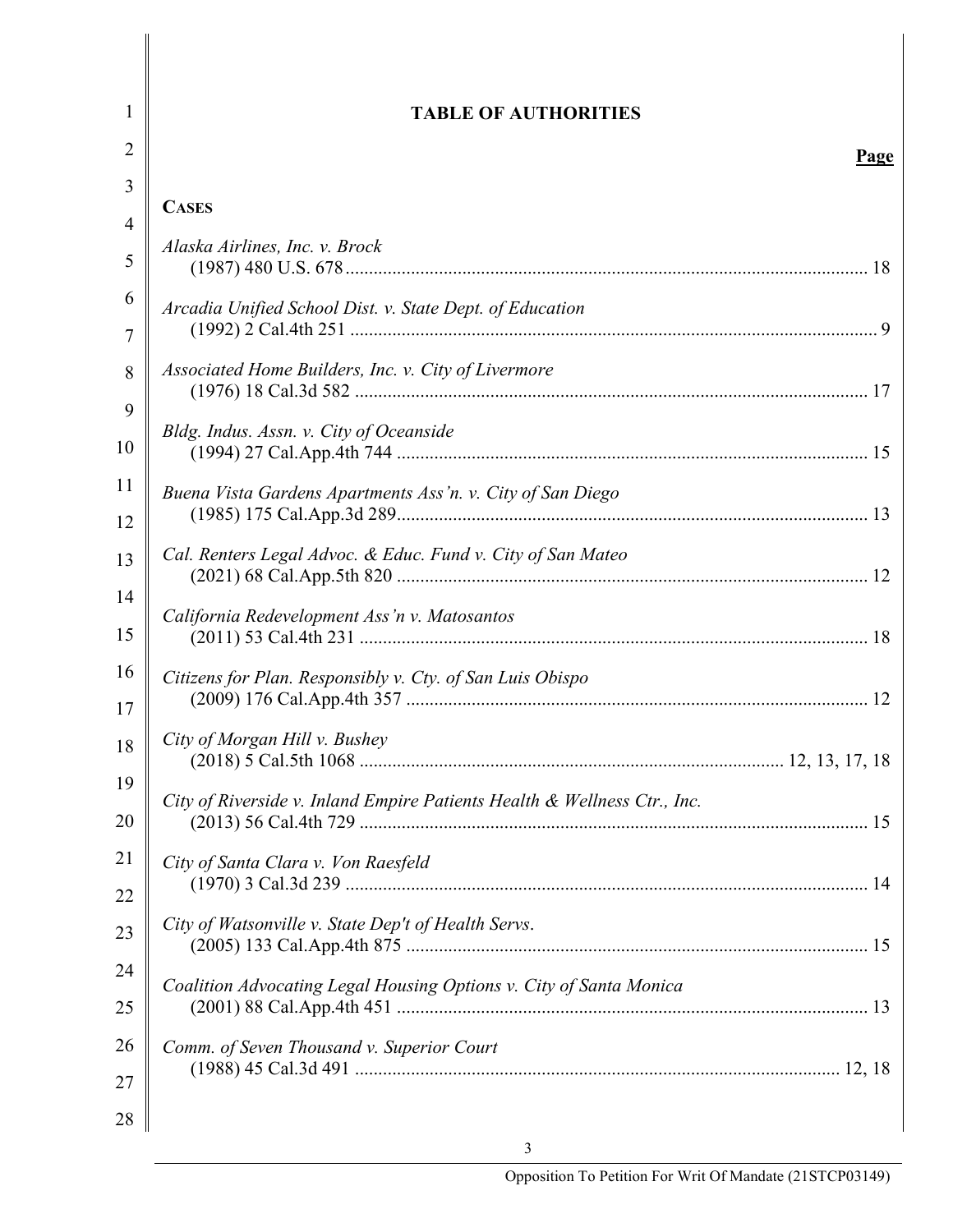# TABLE OF AUTHORITIES

**Page**

**CASES**

*Alaska Airlines, Inc. v. Brock*
(1987) 480 U.S. 678 .......... 18

*Arcadia Unified School Dist. v. State Dept. of Education*
(1992) 2 Cal.4th 251 .......... 9

*Associated Home Builders, Inc. v. City of Livermore*
(1976) 18 Cal.3d 582 .......... 17

*Bldg. Indus. Assn. v. City of Oceanside*
(1994) 27 Cal.App.4th 744 .......... 15

*Buena Vista Gardens Apartments Ass'n. v. City of San Diego*
(1985) 175 Cal.App.3d 289 .......... 13

*Cal. Renters Legal Advoc. & Educ. Fund v. City of San Mateo*
(2021) 68 Cal.App.5th 820 .......... 12

*California Redevelopment Ass'n v. Matosantos*
(2011) 53 Cal.4th 231 .......... 18

*Citizens for Plan. Responsibly v. Cty. of San Luis Obispo*
(2009) 176 Cal.App.4th 357 .......... 12

*City of Morgan Hill v. Bushey*
(2018) 5 Cal.5th 1068 .......... 12, 13, 17, 18

*City of Riverside v. Inland Empire Patients Health & Wellness Ctr., Inc.*
(2013) 56 Cal.4th 729 .......... 15

*City of Santa Clara v. Von Raesfeld*
(1970) 3 Cal.3d 239 .......... 14

*City of Watsonville v. State Dep't of Health Servs.*
(2005) 133 Cal.App.4th 875 .......... 15

*Coalition Advocating Legal Housing Options v. City of Santa Monica*
(2001) 88 Cal.App.4th 451 .......... 13

*Comm. of Seven Thousand v. Superior Court*
(1988) 45 Cal.3d 491 .......... 12, 18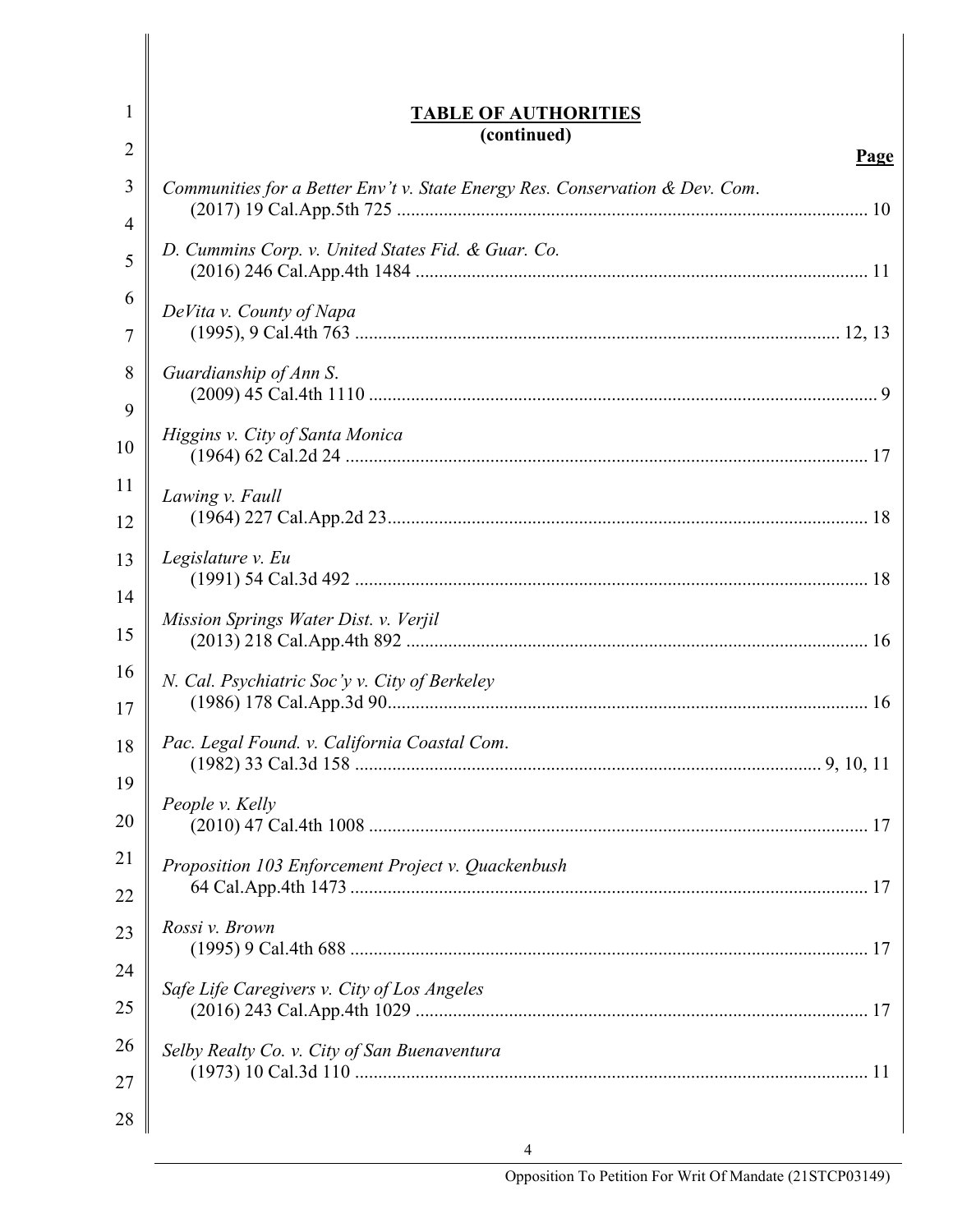## TABLE OF AUTHORITIES
**(continued)**

**Page**

*Communities for a Better Env't v. State Energy Res. Conservation & Dev. Com.* (2017) 19 Cal.App.5th 725 .......... 10

*D. Cummins Corp. v. United States Fid. & Guar. Co.* (2016) 246 Cal.App.4th 1484 .......... 11

*DeVita v. County of Napa* (1995), 9 Cal.4th 763 .......... 12, 13

*Guardianship of Ann S.* (2009) 45 Cal.4th 1110 .......... 9

*Higgins v. City of Santa Monica* (1964) 62 Cal.2d 24 .......... 17

*Lawing v. Faull* (1964) 227 Cal.App.2d 23 .......... 18

*Legislature v. Eu* (1991) 54 Cal.3d 492 .......... 18

*Mission Springs Water Dist. v. Verjil* (2013) 218 Cal.App.4th 892 .......... 16

*N. Cal. Psychiatric Soc'y v. City of Berkeley* (1986) 178 Cal.App.3d 90 .......... 16

*Pac. Legal Found. v. California Coastal Com.* (1982) 33 Cal.3d 158 .......... 9, 10, 11

*People v. Kelly* (2010) 47 Cal.4th 1008 .......... 17

*Proposition 103 Enforcement Project v. Quackenbush* 64 Cal.App.4th 1473 .......... 17

*Rossi v. Brown* (1995) 9 Cal.4th 688 .......... 17

*Safe Life Caregivers v. City of Los Angeles* (2016) 243 Cal.App.4th 1029 .......... 17

*Selby Realty Co. v. City of San Buenaventura* (1973) 10 Cal.3d 110 .......... 11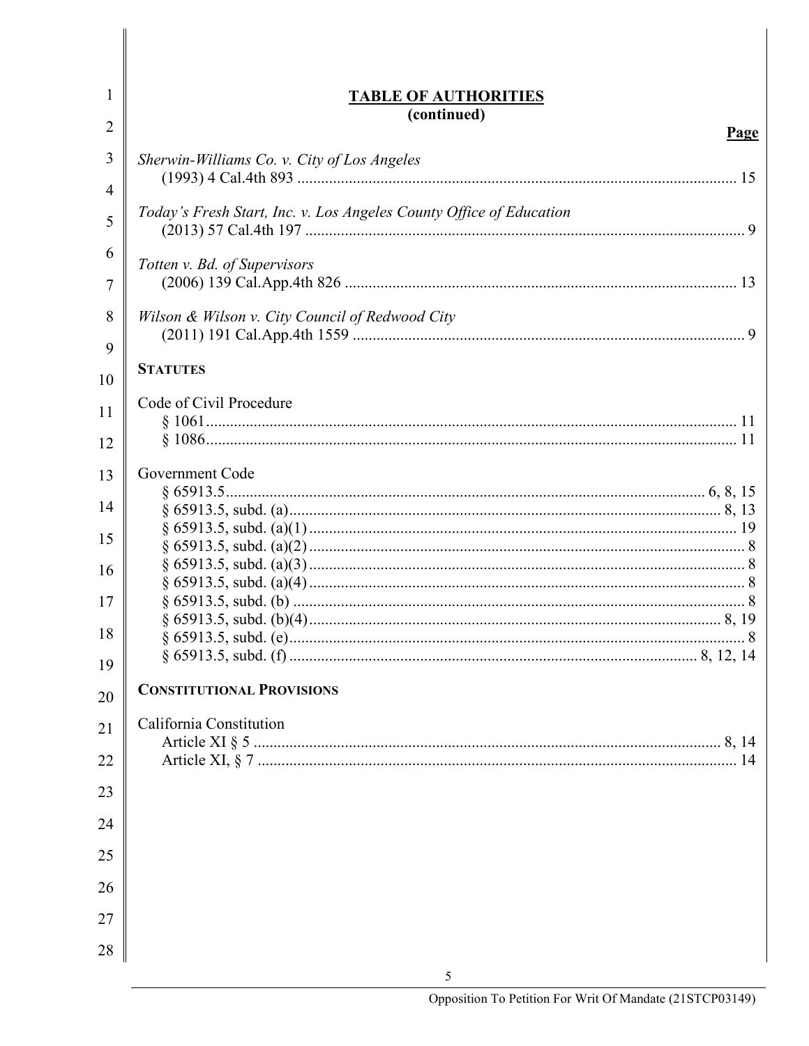## TABLE OF AUTHORITIES
**(continued)**

**Page**

*Sherwin-Williams Co. v. City of Los Angeles*
(1993) 4 Cal.4th 893 .......... 15

*Today's Fresh Start, Inc. v. Los Angeles County Office of Education*
(2013) 57 Cal.4th 197 .......... 9

*Totten v. Bd. of Supervisors*
(2006) 139 Cal.App.4th 826 .......... 13

*Wilson & Wilson v. City Council of Redwood City*
(2011) 191 Cal.App.4th 1559 .......... 9

**STATUTES**

Code of Civil Procedure
§ 1061 .......... 11
§ 1086 .......... 11

Government Code
§ 65913.5 .......... 6, 8, 15
§ 65913.5, subd. (a) .......... 8, 13
§ 65913.5, subd. (a)(1) .......... 19
§ 65913.5, subd. (a)(2) .......... 8
§ 65913.5, subd. (a)(3) .......... 8
§ 65913.5, subd. (a)(4) .......... 8
§ 65913.5, subd. (b) .......... 8
§ 65913.5, subd. (b)(4) .......... 8, 19
§ 65913.5, subd. (e) .......... 8
§ 65913.5, subd. (f) .......... 8, 12, 14

**CONSTITUTIONAL PROVISIONS**

California Constitution
Article XI § 5 .......... 8, 14
Article XI, § 7 .......... 14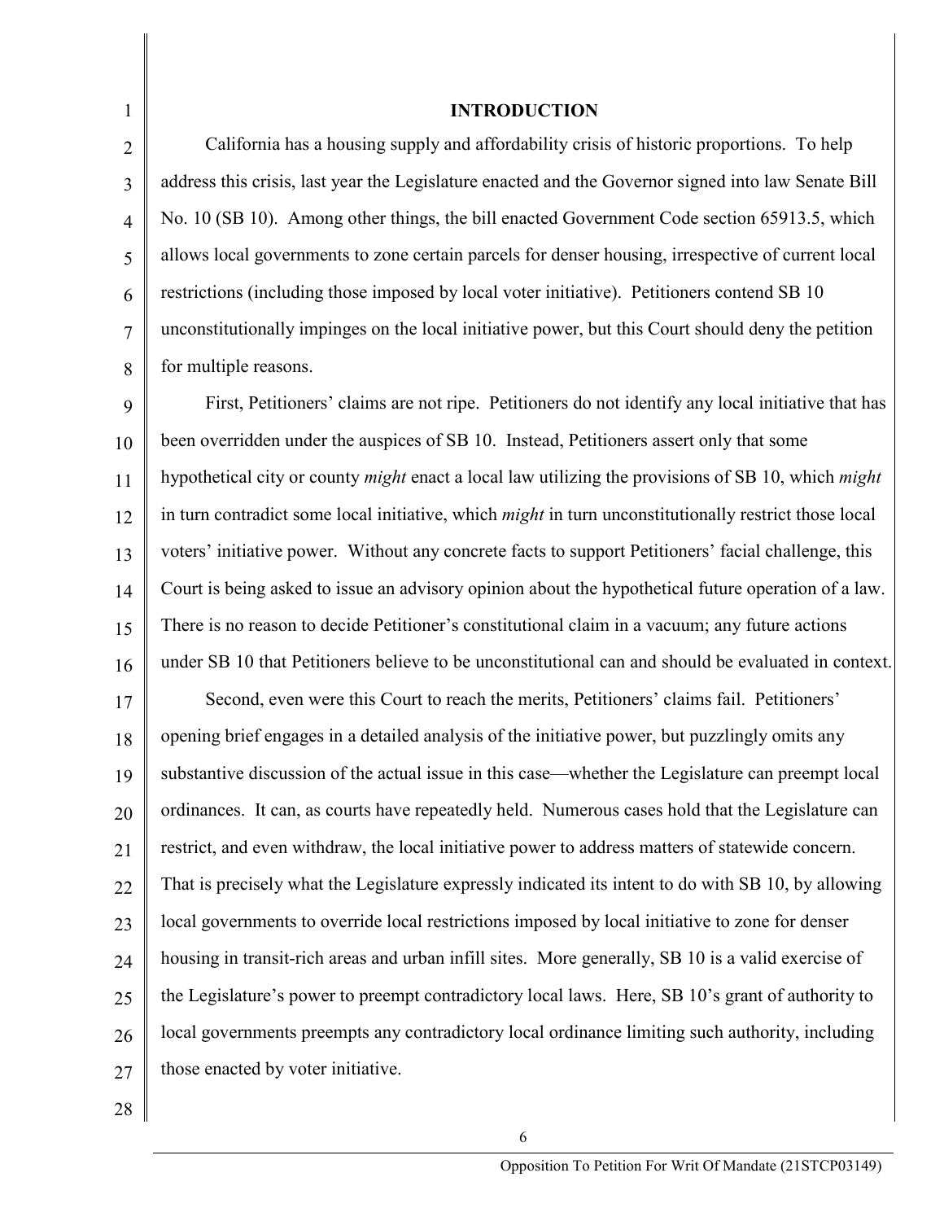## INTRODUCTION

California has a housing supply and affordability crisis of historic proportions. To help address this crisis, last year the Legislature enacted and the Governor signed into law Senate Bill No. 10 (SB 10). Among other things, the bill enacted Government Code section 65913.5, which allows local governments to zone certain parcels for denser housing, irrespective of current local restrictions (including those imposed by local voter initiative). Petitioners contend SB 10 unconstitutionally impinges on the local initiative power, but this Court should deny the petition for multiple reasons.

First, Petitioners' claims are not ripe. Petitioners do not identify any local initiative that has been overridden under the auspices of SB 10. Instead, Petitioners assert only that some hypothetical city or county *might* enact a local law utilizing the provisions of SB 10, which *might* in turn contradict some local initiative, which *might* in turn unconstitutionally restrict those local voters' initiative power. Without any concrete facts to support Petitioners' facial challenge, this Court is being asked to issue an advisory opinion about the hypothetical future operation of a law. There is no reason to decide Petitioner's constitutional claim in a vacuum; any future actions under SB 10 that Petitioners believe to be unconstitutional can and should be evaluated in context.

Second, even were this Court to reach the merits, Petitioners' claims fail. Petitioners' opening brief engages in a detailed analysis of the initiative power, but puzzlingly omits any substantive discussion of the actual issue in this case—whether the Legislature can preempt local ordinances. It can, as courts have repeatedly held. Numerous cases hold that the Legislature can restrict, and even withdraw, the local initiative power to address matters of statewide concern. That is precisely what the Legislature expressly indicated its intent to do with SB 10, by allowing local governments to override local restrictions imposed by local initiative to zone for denser housing in transit-rich areas and urban infill sites. More generally, SB 10 is a valid exercise of the Legislature's power to preempt contradictory local laws. Here, SB 10's grant of authority to local governments preempts any contradictory local ordinance limiting such authority, including those enacted by voter initiative.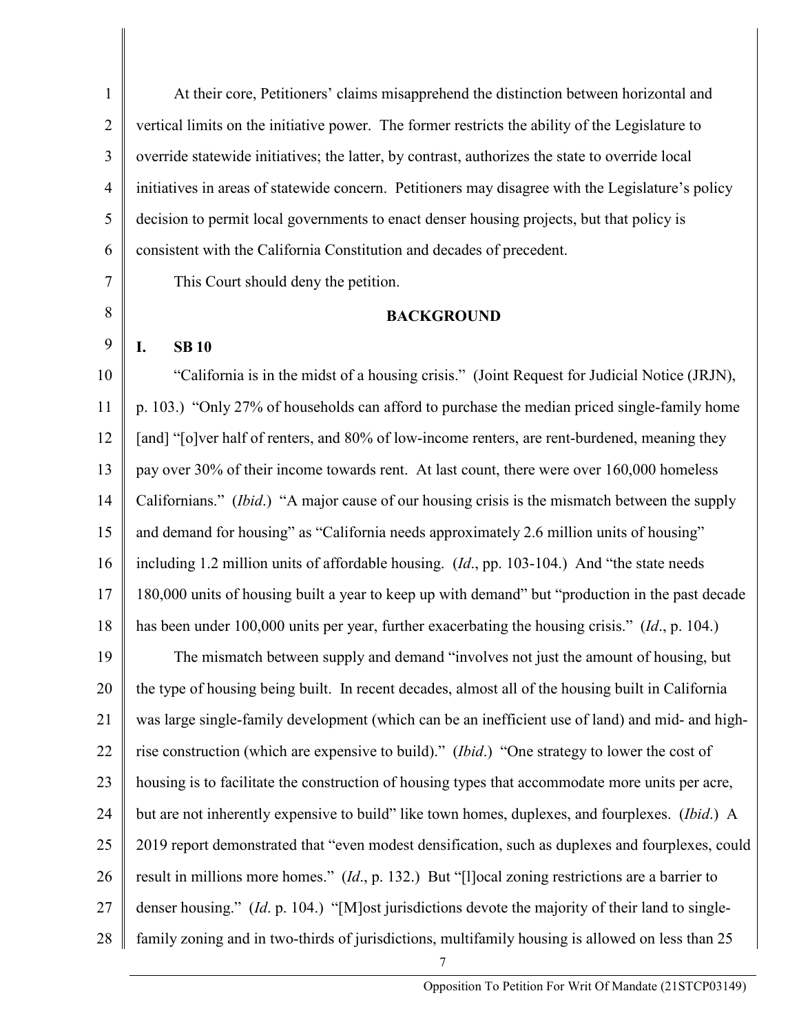At their core, Petitioners' claims misapprehend the distinction between horizontal and vertical limits on the initiative power. The former restricts the ability of the Legislature to override statewide initiatives; the latter, by contrast, authorizes the state to override local initiatives in areas of statewide concern. Petitioners may disagree with the Legislature's policy decision to permit local governments to enact denser housing projects, but that policy is consistent with the California Constitution and decades of precedent.

This Court should deny the petition.

## BACKGROUND

### I. SB 10

"California is in the midst of a housing crisis." (Joint Request for Judicial Notice (JRJN), p. 103.) "Only 27% of households can afford to purchase the median priced single-family home [and] "[o]ver half of renters, and 80% of low-income renters, are rent-burdened, meaning they pay over 30% of their income towards rent. At last count, there were over 160,000 homeless Californians." (*Ibid*.) "A major cause of our housing crisis is the mismatch between the supply and demand for housing" as "California needs approximately 2.6 million units of housing" including 1.2 million units of affordable housing. (*Id*., pp. 103-104.) And "the state needs 180,000 units of housing built a year to keep up with demand" but "production in the past decade has been under 100,000 units per year, further exacerbating the housing crisis." (*Id*., p. 104.)

The mismatch between supply and demand "involves not just the amount of housing, but the type of housing being built. In recent decades, almost all of the housing built in California was large single-family development (which can be an inefficient use of land) and mid- and high-rise construction (which are expensive to build)." (*Ibid*.) "One strategy to lower the cost of housing is to facilitate the construction of housing types that accommodate more units per acre, but are not inherently expensive to build" like town homes, duplexes, and fourplexes. (*Ibid*.) A 2019 report demonstrated that "even modest densification, such as duplexes and fourplexes, could result in millions more homes." (*Id*., p. 132.) But "[l]ocal zoning restrictions are a barrier to denser housing." (*Id*. p. 104.) "[M]ost jurisdictions devote the majority of their land to single-family zoning and in two-thirds of jurisdictions, multifamily housing is allowed on less than 25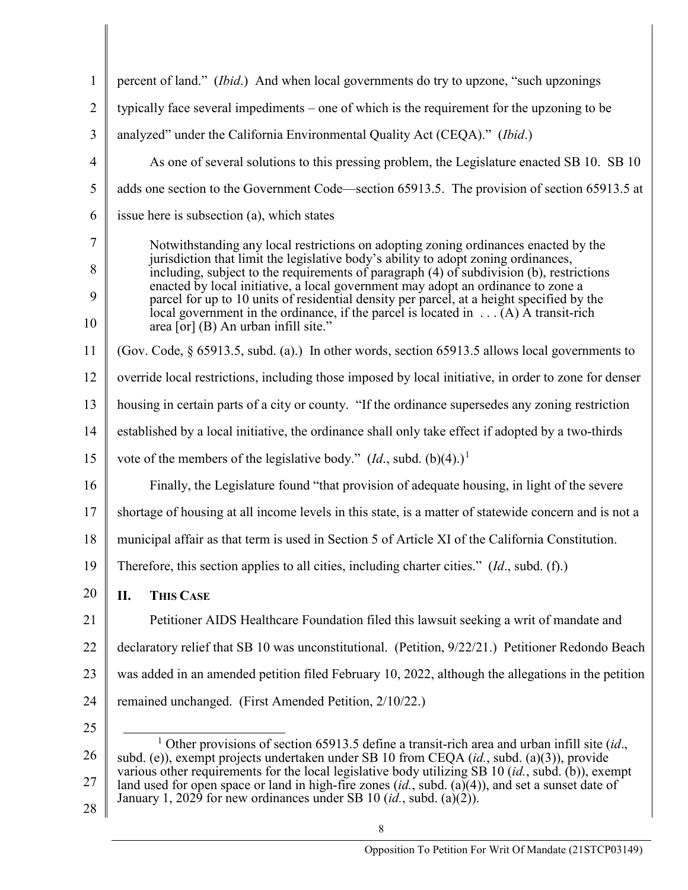percent of land." (*Ibid*.) And when local governments do try to upzone, "such upzonings typically face several impediments – one of which is the requirement for the upzoning to be analyzed" under the California Environmental Quality Act (CEQA)." (*Ibid*.)

As one of several solutions to this pressing problem, the Legislature enacted SB 10. SB 10 adds one section to the Government Code—section 65913.5. The provision of section 65913.5 at issue here is subsection (a), which states

> Notwithstanding any local restrictions on adopting zoning ordinances enacted by the jurisdiction that limit the legislative body's ability to adopt zoning ordinances, including, subject to the requirements of paragraph (4) of subdivision (b), restrictions enacted by local initiative, a local government may adopt an ordinance to zone a parcel for up to 10 units of residential density per parcel, at a height specified by the local government in the ordinance, if the parcel is located in . . . (A) A transit-rich area [or] (B) An urban infill site."

(Gov. Code, § 65913.5, subd. (a).) In other words, section 65913.5 allows local governments to override local restrictions, including those imposed by local initiative, in order to zone for denser housing in certain parts of a city or county. "If the ordinance supersedes any zoning restriction established by a local initiative, the ordinance shall only take effect if adopted by a two-thirds vote of the members of the legislative body." (*Id*., subd. (b)(4).)[1]

Finally, the Legislature found "that provision of adequate housing, in light of the severe shortage of housing at all income levels in this state, is a matter of statewide concern and is not a municipal affair as that term is used in Section 5 of Article XI of the California Constitution. Therefore, this section applies to all cities, including charter cities." (*Id*., subd. (f).)

## II. THIS CASE

Petitioner AIDS Healthcare Foundation filed this lawsuit seeking a writ of mandate and declaratory relief that SB 10 was unconstitutional. (Petition, 9/22/21.) Petitioner Redondo Beach was added in an amended petition filed February 10, 2022, although the allegations in the petition remained unchanged. (First Amended Petition, 2/10/22.)

---

[1] Other provisions of section 65913.5 define a transit-rich area and urban infill site (*id*., subd. (e)), exempt projects undertaken under SB 10 from CEQA (*id.*, subd. (a)(3)), provide various other requirements for the local legislative body utilizing SB 10 (*id.*, subd. (b)), exempt land used for open space or land in high-fire zones (*id.*, subd. (a)(4)), and set a sunset date of January 1, 2029 for new ordinances under SB 10 (*id.*, subd. (a)(2)).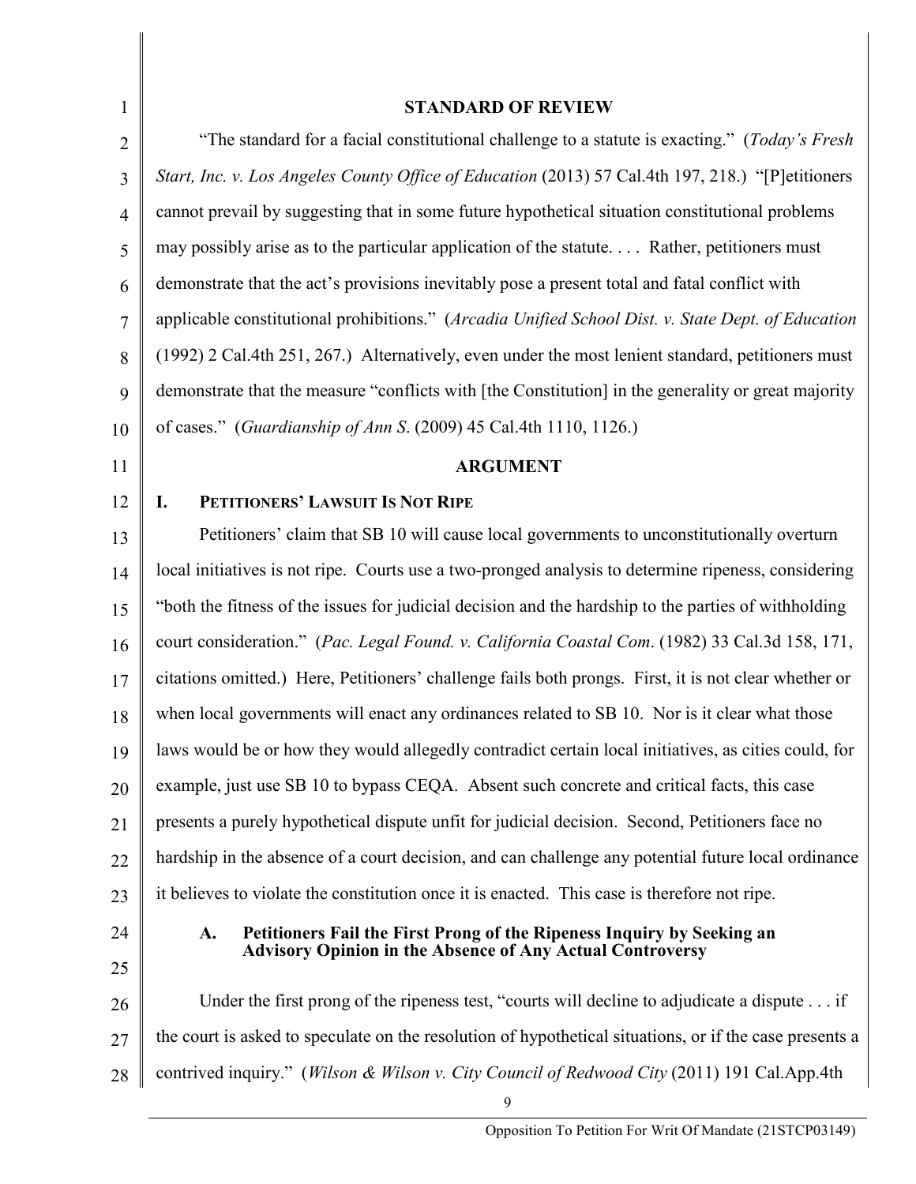## STANDARD OF REVIEW

"The standard for a facial constitutional challenge to a statute is exacting." (*Today's Fresh Start, Inc. v. Los Angeles County Office of Education* (2013) 57 Cal.4th 197, 218.) "[P]etitioners cannot prevail by suggesting that in some future hypothetical situation constitutional problems may possibly arise as to the particular application of the statute. . . . Rather, petitioners must demonstrate that the act's provisions inevitably pose a present total and fatal conflict with applicable constitutional prohibitions." (*Arcadia Unified School Dist. v. State Dept. of Education* (1992) 2 Cal.4th 251, 267.) Alternatively, even under the most lenient standard, petitioners must demonstrate that the measure "conflicts with [the Constitution] in the generality or great majority of cases." (*Guardianship of Ann S*. (2009) 45 Cal.4th 1110, 1126.)

## ARGUMENT

### I. PETITIONERS' LAWSUIT IS NOT RIPE

Petitioners' claim that SB 10 will cause local governments to unconstitutionally overturn local initiatives is not ripe. Courts use a two-pronged analysis to determine ripeness, considering "both the fitness of the issues for judicial decision and the hardship to the parties of withholding court consideration." (*Pac. Legal Found. v. California Coastal Com*. (1982) 33 Cal.3d 158, 171, citations omitted.) Here, Petitioners' challenge fails both prongs. First, it is not clear whether or when local governments will enact any ordinances related to SB 10. Nor is it clear what those laws would be or how they would allegedly contradict certain local initiatives, as cities could, for example, just use SB 10 to bypass CEQA. Absent such concrete and critical facts, this case presents a purely hypothetical dispute unfit for judicial decision. Second, Petitioners face no hardship in the absence of a court decision, and can challenge any potential future local ordinance it believes to violate the constitution once it is enacted. This case is therefore not ripe.

#### A. Petitioners Fail the First Prong of the Ripeness Inquiry by Seeking an Advisory Opinion in the Absence of Any Actual Controversy

Under the first prong of the ripeness test, "courts will decline to adjudicate a dispute . . . if the court is asked to speculate on the resolution of hypothetical situations, or if the case presents a contrived inquiry." (*Wilson & Wilson v. City Council of Redwood City* (2011) 191 Cal.App.4th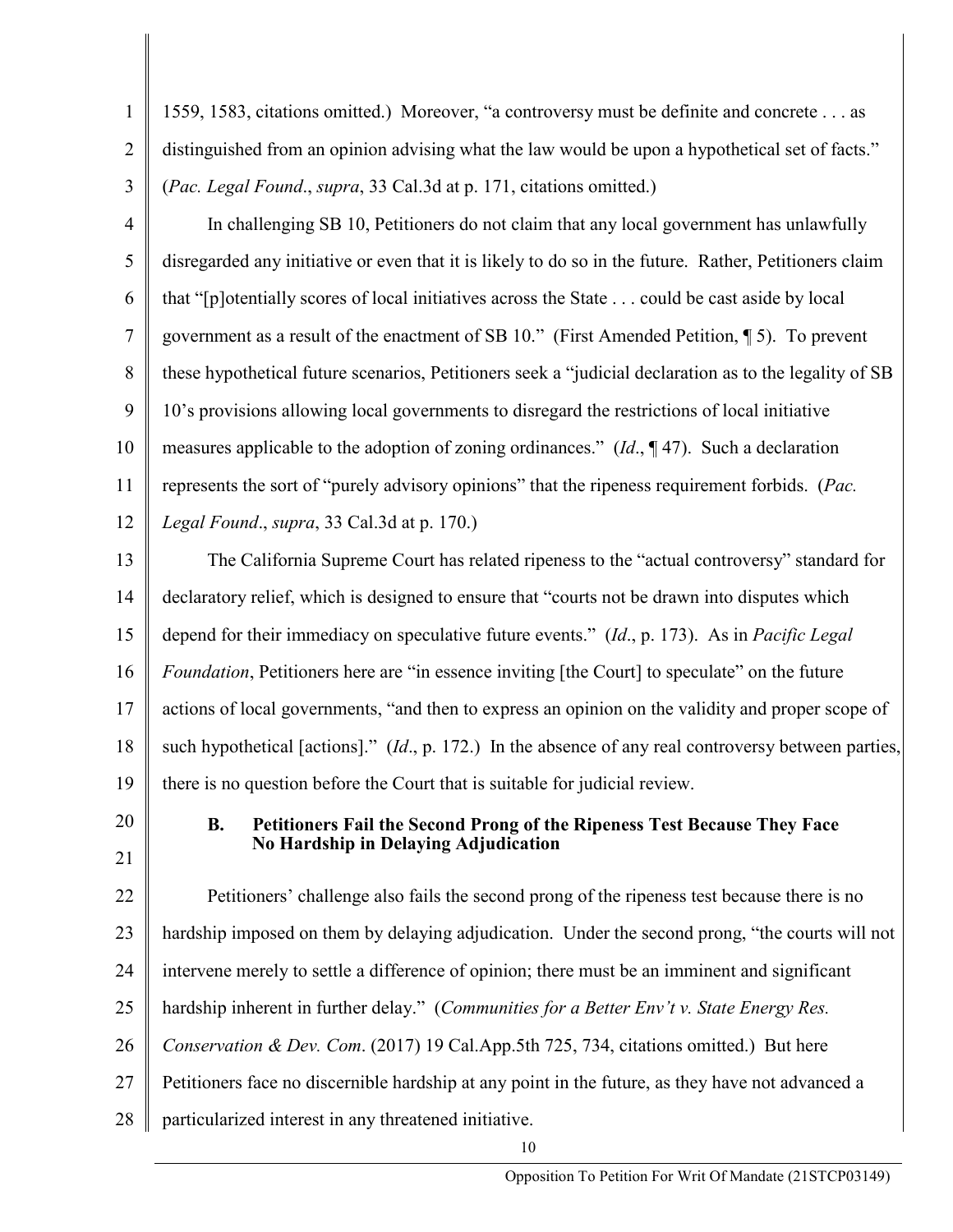1559, 1583, citations omitted.) Moreover, "a controversy must be definite and concrete . . . as distinguished from an opinion advising what the law would be upon a hypothetical set of facts." (*Pac. Legal Found*., *supra*, 33 Cal.3d at p. 171, citations omitted.)

In challenging SB 10, Petitioners do not claim that any local government has unlawfully disregarded any initiative or even that it is likely to do so in the future. Rather, Petitioners claim that "[p]otentially scores of local initiatives across the State . . . could be cast aside by local government as a result of the enactment of SB 10." (First Amended Petition, ¶ 5). To prevent these hypothetical future scenarios, Petitioners seek a "judicial declaration as to the legality of SB 10's provisions allowing local governments to disregard the restrictions of local initiative measures applicable to the adoption of zoning ordinances." (*Id*., ¶ 47). Such a declaration represents the sort of "purely advisory opinions" that the ripeness requirement forbids. (*Pac. Legal Found*., *supra*, 33 Cal.3d at p. 170.)

The California Supreme Court has related ripeness to the "actual controversy" standard for declaratory relief, which is designed to ensure that "courts not be drawn into disputes which depend for their immediacy on speculative future events." (*Id*., p. 173). As in *Pacific Legal Foundation*, Petitioners here are "in essence inviting [the Court] to speculate" on the future actions of local governments, "and then to express an opinion on the validity and proper scope of such hypothetical [actions]." (*Id*., p. 172.) In the absence of any real controversy between parties, there is no question before the Court that is suitable for judicial review.

### B. Petitioners Fail the Second Prong of the Ripeness Test Because They Face No Hardship in Delaying Adjudication

Petitioners' challenge also fails the second prong of the ripeness test because there is no hardship imposed on them by delaying adjudication. Under the second prong, "the courts will not intervene merely to settle a difference of opinion; there must be an imminent and significant hardship inherent in further delay." (*Communities for a Better Env't v. State Energy Res. Conservation & Dev. Com*. (2017) 19 Cal.App.5th 725, 734, citations omitted.) But here Petitioners face no discernible hardship at any point in the future, as they have not advanced a particularized interest in any threatened initiative.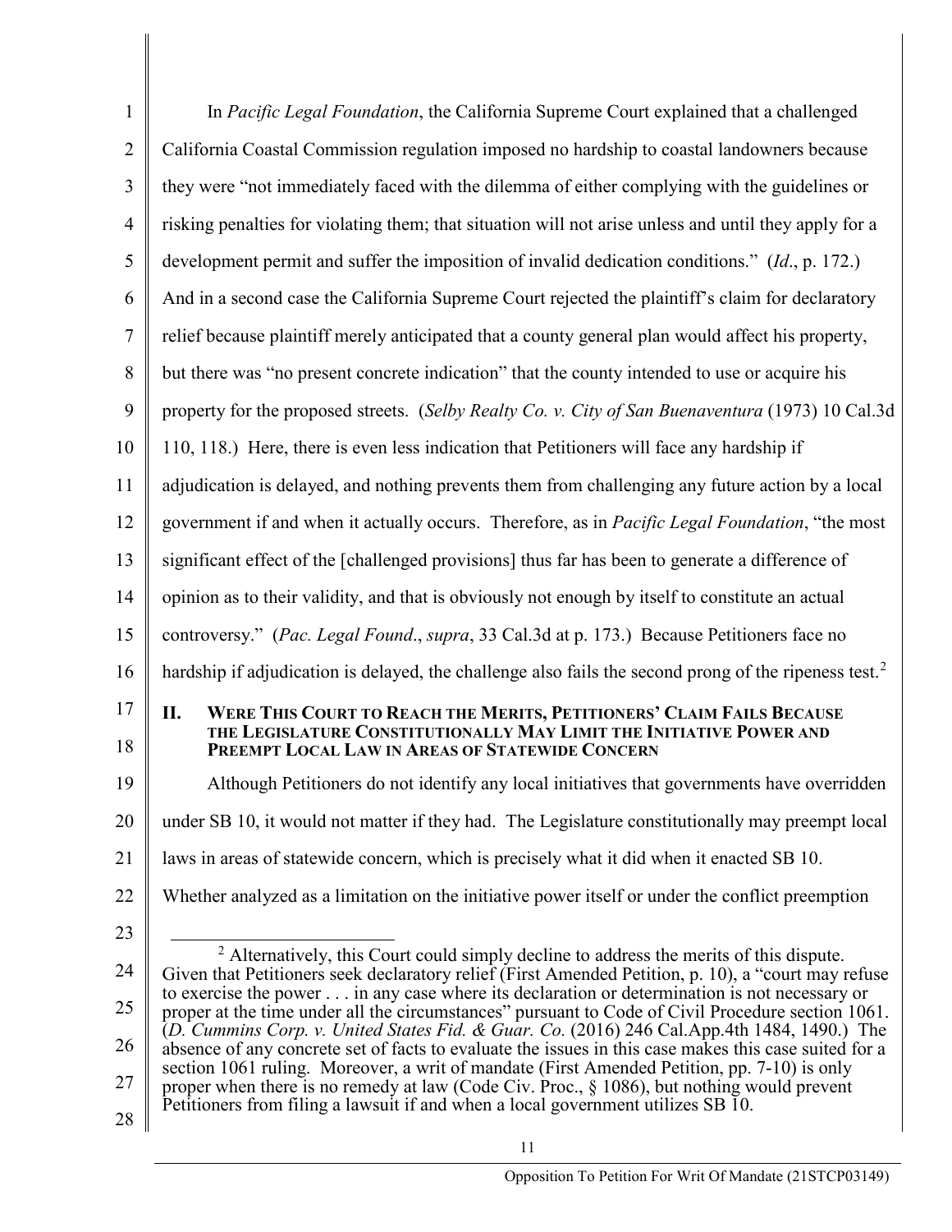In *Pacific Legal Foundation*, the California Supreme Court explained that a challenged California Coastal Commission regulation imposed no hardship to coastal landowners because they were "not immediately faced with the dilemma of either complying with the guidelines or risking penalties for violating them; that situation will not arise unless and until they apply for a development permit and suffer the imposition of invalid dedication conditions." (*Id*., p. 172.) And in a second case the California Supreme Court rejected the plaintiff's claim for declaratory relief because plaintiff merely anticipated that a county general plan would affect his property, but there was "no present concrete indication" that the county intended to use or acquire his property for the proposed streets. (*Selby Realty Co. v. City of San Buenaventura* (1973) 10 Cal.3d 110, 118.) Here, there is even less indication that Petitioners will face any hardship if adjudication is delayed, and nothing prevents them from challenging any future action by a local government if and when it actually occurs. Therefore, as in *Pacific Legal Foundation*, "the most significant effect of the [challenged provisions] thus far has been to generate a difference of opinion as to their validity, and that is obviously not enough by itself to constitute an actual controversy." (*Pac. Legal Found*., *supra*, 33 Cal.3d at p. 173.) Because Petitioners face no hardship if adjudication is delayed, the challenge also fails the second prong of the ripeness test.[2]

## II. Were This Court to Reach the Merits, Petitioners' Claim Fails Because the Legislature Constitutionally May Limit the Initiative Power and Preempt Local Law in Areas of Statewide Concern

Although Petitioners do not identify any local initiatives that governments have overridden under SB 10, it would not matter if they had. The Legislature constitutionally may preempt local laws in areas of statewide concern, which is precisely what it did when it enacted SB 10. Whether analyzed as a limitation on the initiative power itself or under the conflict preemption

---

[2] Alternatively, this Court could simply decline to address the merits of this dispute. Given that Petitioners seek declaratory relief (First Amended Petition, p. 10), a "court may refuse to exercise the power . . . in any case where its declaration or determination is not necessary or proper at the time under all the circumstances" pursuant to Code of Civil Procedure section 1061. (*D. Cummins Corp. v. United States Fid. & Guar. Co.* (2016) 246 Cal.App.4th 1484, 1490.) The absence of any concrete set of facts to evaluate the issues in this case makes this case suited for a section 1061 ruling. Moreover, a writ of mandate (First Amended Petition, pp. 7-10) is only proper when there is no remedy at law (Code Civ. Proc., § 1086), but nothing would prevent Petitioners from filing a lawsuit if and when a local government utilizes SB 10.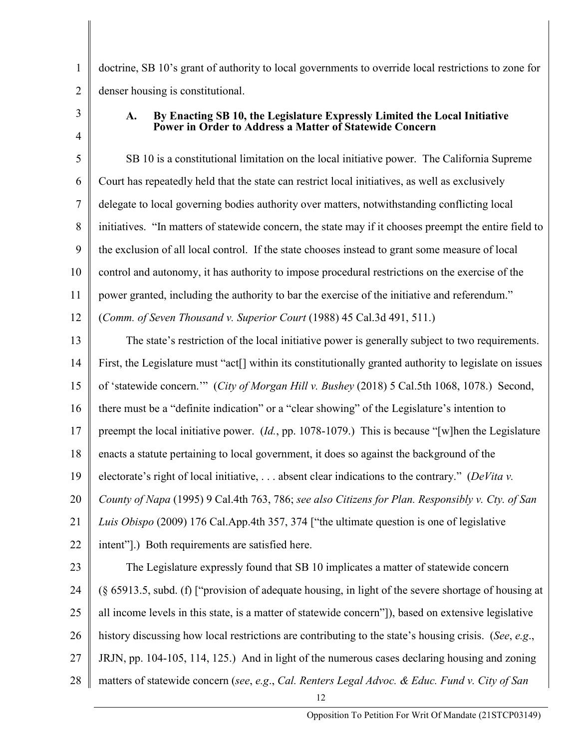doctrine, SB 10's grant of authority to local governments to override local restrictions to zone for denser housing is constitutional.

### A. By Enacting SB 10, the Legislature Expressly Limited the Local Initiative Power in Order to Address a Matter of Statewide Concern

SB 10 is a constitutional limitation on the local initiative power. The California Supreme Court has repeatedly held that the state can restrict local initiatives, as well as exclusively delegate to local governing bodies authority over matters, notwithstanding conflicting local initiatives. "In matters of statewide concern, the state may if it chooses preempt the entire field to the exclusion of all local control. If the state chooses instead to grant some measure of local control and autonomy, it has authority to impose procedural restrictions on the exercise of the power granted, including the authority to bar the exercise of the initiative and referendum." (*Comm. of Seven Thousand v. Superior Court* (1988) 45 Cal.3d 491, 511.)

The state's restriction of the local initiative power is generally subject to two requirements. First, the Legislature must "act[] within its constitutionally granted authority to legislate on issues of 'statewide concern.'" (*City of Morgan Hill v. Bushey* (2018) 5 Cal.5th 1068, 1078.) Second, there must be a "definite indication" or a "clear showing" of the Legislature's intention to preempt the local initiative power. (*Id.*, pp. 1078-1079.) This is because "[w]hen the Legislature enacts a statute pertaining to local government, it does so against the background of the electorate's right of local initiative, . . . absent clear indications to the contrary." (*DeVita v. County of Napa* (1995) 9 Cal.4th 763, 786; *see also Citizens for Plan. Responsibly v. Cty. of San Luis Obispo* (2009) 176 Cal.App.4th 357, 374 ["the ultimate question is one of legislative intent"].) Both requirements are satisfied here.

The Legislature expressly found that SB 10 implicates a matter of statewide concern (§ 65913.5, subd. (f) ["provision of adequate housing, in light of the severe shortage of housing at all income levels in this state, is a matter of statewide concern"]), based on extensive legislative history discussing how local restrictions are contributing to the state's housing crisis. (*See*, *e.g*., JRJN, pp. 104-105, 114, 125.) And in light of the numerous cases declaring housing and zoning matters of statewide concern (*see*, *e.g*., *Cal. Renters Legal Advoc. & Educ. Fund v. City of San*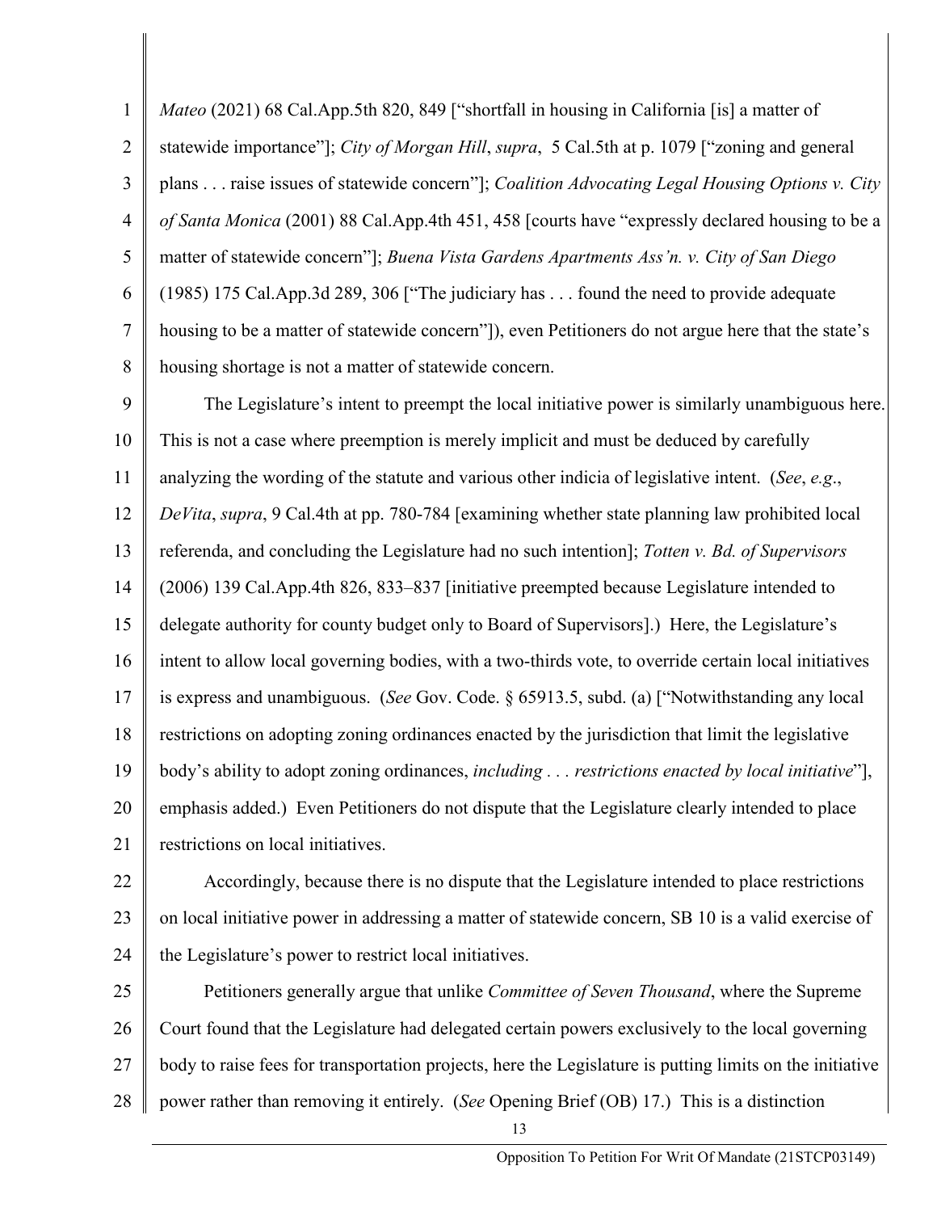*Mateo* (2021) 68 Cal.App.5th 820, 849 ["shortfall in housing in California [is] a matter of statewide importance"]; *City of Morgan Hill*, *supra*, 5 Cal.5th at p. 1079 ["zoning and general plans . . . raise issues of statewide concern"]; *Coalition Advocating Legal Housing Options v. City of Santa Monica* (2001) 88 Cal.App.4th 451, 458 [courts have "expressly declared housing to be a matter of statewide concern"]; *Buena Vista Gardens Apartments Ass'n. v. City of San Diego* (1985) 175 Cal.App.3d 289, 306 ["The judiciary has . . . found the need to provide adequate housing to be a matter of statewide concern"]), even Petitioners do not argue here that the state's housing shortage is not a matter of statewide concern.

The Legislature's intent to preempt the local initiative power is similarly unambiguous here. This is not a case where preemption is merely implicit and must be deduced by carefully analyzing the wording of the statute and various other indicia of legislative intent. (*See*, *e.g*., *DeVita*, *supra*, 9 Cal.4th at pp. 780-784 [examining whether state planning law prohibited local referenda, and concluding the Legislature had no such intention]; *Totten v. Bd. of Supervisors* (2006) 139 Cal.App.4th 826, 833–837 [initiative preempted because Legislature intended to delegate authority for county budget only to Board of Supervisors].) Here, the Legislature's intent to allow local governing bodies, with a two-thirds vote, to override certain local initiatives is express and unambiguous. (*See* Gov. Code. § 65913.5, subd. (a) ["Notwithstanding any local restrictions on adopting zoning ordinances enacted by the jurisdiction that limit the legislative body's ability to adopt zoning ordinances, *including . . . restrictions enacted by local initiative*"], emphasis added.) Even Petitioners do not dispute that the Legislature clearly intended to place restrictions on local initiatives.

Accordingly, because there is no dispute that the Legislature intended to place restrictions on local initiative power in addressing a matter of statewide concern, SB 10 is a valid exercise of the Legislature's power to restrict local initiatives.

Petitioners generally argue that unlike *Committee of Seven Thousand*, where the Supreme Court found that the Legislature had delegated certain powers exclusively to the local governing body to raise fees for transportation projects, here the Legislature is putting limits on the initiative power rather than removing it entirely. (*See* Opening Brief (OB) 17.) This is a distinction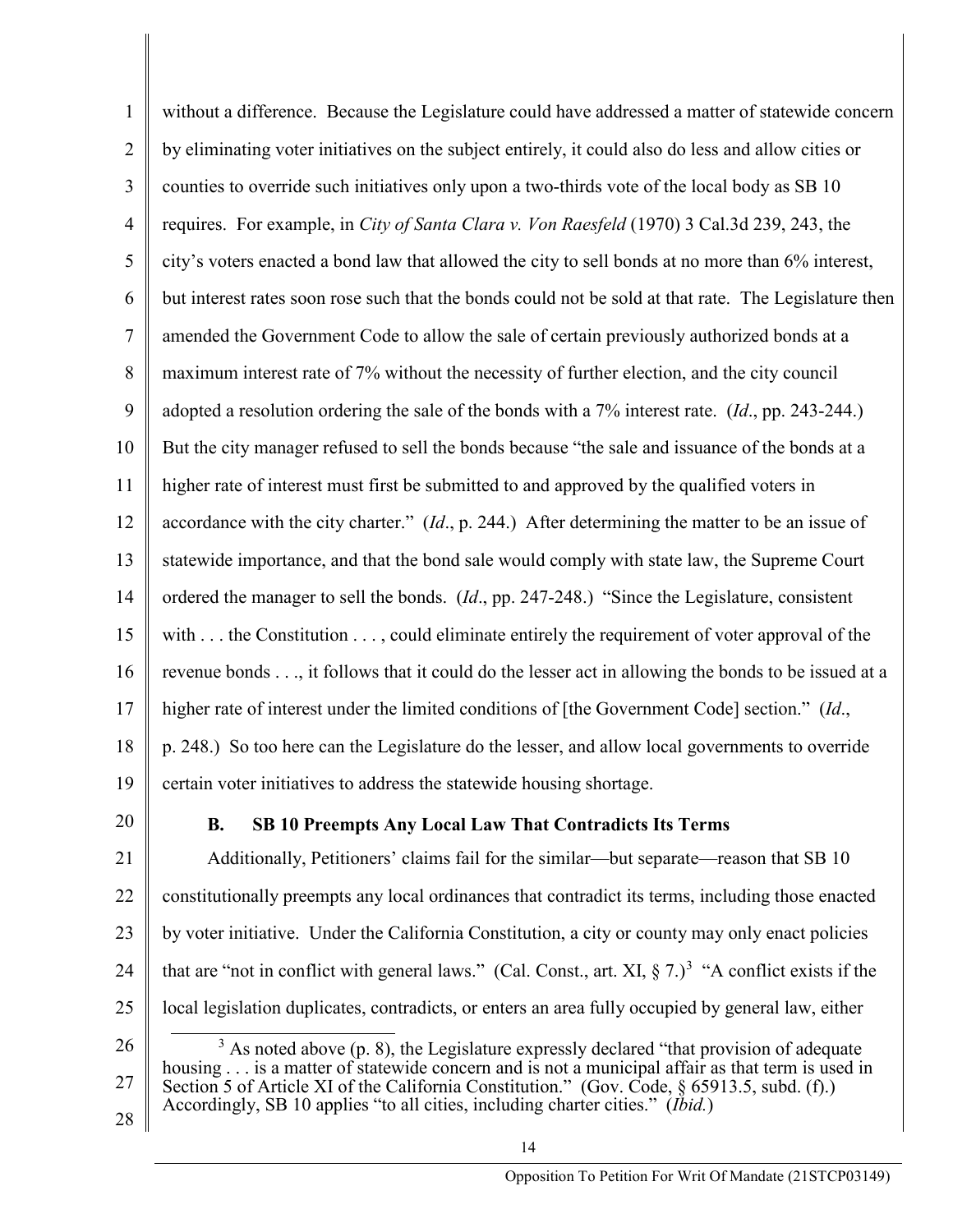without a difference. Because the Legislature could have addressed a matter of statewide concern by eliminating voter initiatives on the subject entirely, it could also do less and allow cities or counties to override such initiatives only upon a two-thirds vote of the local body as SB 10 requires. For example, in *City of Santa Clara v. Von Raesfeld* (1970) 3 Cal.3d 239, 243, the city's voters enacted a bond law that allowed the city to sell bonds at no more than 6% interest, but interest rates soon rose such that the bonds could not be sold at that rate. The Legislature then amended the Government Code to allow the sale of certain previously authorized bonds at a maximum interest rate of 7% without the necessity of further election, and the city council adopted a resolution ordering the sale of the bonds with a 7% interest rate. (*Id*., pp. 243-244.) But the city manager refused to sell the bonds because "the sale and issuance of the bonds at a higher rate of interest must first be submitted to and approved by the qualified voters in accordance with the city charter." (*Id*., p. 244.) After determining the matter to be an issue of statewide importance, and that the bond sale would comply with state law, the Supreme Court ordered the manager to sell the bonds. (*Id*., pp. 247-248.) "Since the Legislature, consistent with . . . the Constitution . . . , could eliminate entirely the requirement of voter approval of the revenue bonds . . ., it follows that it could do the lesser act in allowing the bonds to be issued at a higher rate of interest under the limited conditions of [the Government Code] section." (*Id*., p. 248.) So too here can the Legislature do the lesser, and allow local governments to override certain voter initiatives to address the statewide housing shortage.

### B. SB 10 Preempts Any Local Law That Contradicts Its Terms

Additionally, Petitioners' claims fail for the similar—but separate—reason that SB 10 constitutionally preempts any local ordinances that contradict its terms, including those enacted by voter initiative. Under the California Constitution, a city or county may only enact policies that are "not in conflict with general laws." (Cal. Const., art. XI, § 7.)[3] "A conflict exists if the local legislation duplicates, contradicts, or enters an area fully occupied by general law, either

[3] As noted above (p. 8), the Legislature expressly declared "that provision of adequate housing . . . is a matter of statewide concern and is not a municipal affair as that term is used in Section 5 of Article XI of the California Constitution." (Gov. Code, § 65913.5, subd. (f).) Accordingly, SB 10 applies "to all cities, including charter cities." (*Ibid.*)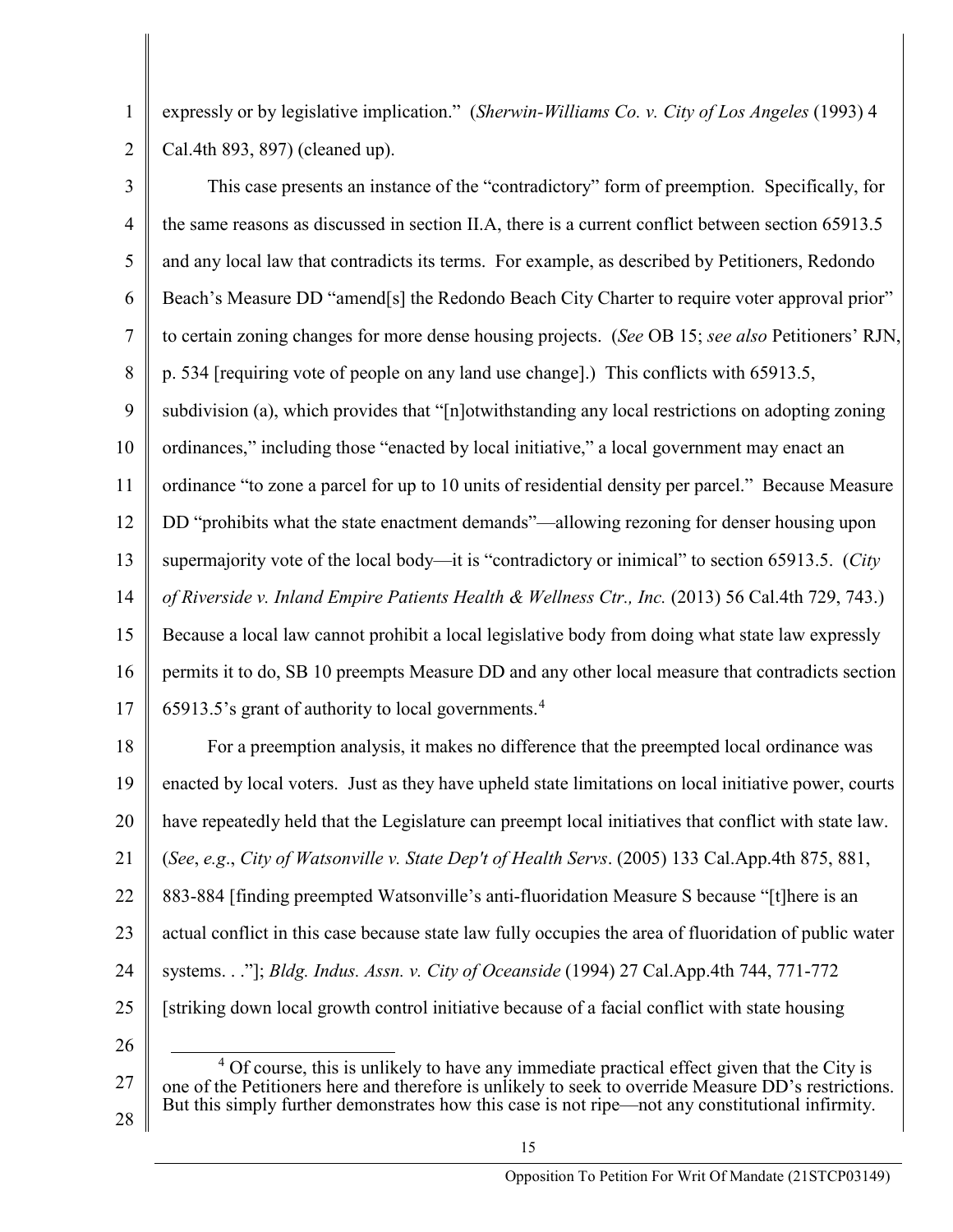expressly or by legislative implication." (*Sherwin-Williams Co. v. City of Los Angeles* (1993) 4 Cal.4th 893, 897) (cleaned up).

This case presents an instance of the "contradictory" form of preemption. Specifically, for the same reasons as discussed in section II.A, there is a current conflict between section 65913.5 and any local law that contradicts its terms. For example, as described by Petitioners, Redondo Beach's Measure DD "amend[s] the Redondo Beach City Charter to require voter approval prior" to certain zoning changes for more dense housing projects. (*See* OB 15; *see also* Petitioners' RJN, p. 534 [requiring vote of people on any land use change].) This conflicts with 65913.5, subdivision (a), which provides that "[n]otwithstanding any local restrictions on adopting zoning ordinances," including those "enacted by local initiative," a local government may enact an ordinance "to zone a parcel for up to 10 units of residential density per parcel." Because Measure DD "prohibits what the state enactment demands"—allowing rezoning for denser housing upon supermajority vote of the local body—it is "contradictory or inimical" to section 65913.5. (*City of Riverside v. Inland Empire Patients Health & Wellness Ctr., Inc.* (2013) 56 Cal.4th 729, 743.) Because a local law cannot prohibit a local legislative body from doing what state law expressly permits it to do, SB 10 preempts Measure DD and any other local measure that contradicts section 65913.5's grant of authority to local governments.[4]

For a preemption analysis, it makes no difference that the preempted local ordinance was enacted by local voters. Just as they have upheld state limitations on local initiative power, courts have repeatedly held that the Legislature can preempt local initiatives that conflict with state law. (*See*, *e.g*., *City of Watsonville v. State Dep't of Health Servs*. (2005) 133 Cal.App.4th 875, 881, 883-884 [finding preempted Watsonville's anti-fluoridation Measure S because "[t]here is an actual conflict in this case because state law fully occupies the area of fluoridation of public water systems. . ."]; *Bldg. Indus. Assn. v. City of Oceanside* (1994) 27 Cal.App.4th 744, 771-772 [striking down local growth control initiative because of a facial conflict with state housing

---

[4] Of course, this is unlikely to have any immediate practical effect given that the City is one of the Petitioners here and therefore is unlikely to seek to override Measure DD's restrictions. But this simply further demonstrates how this case is not ripe—not any constitutional infirmity.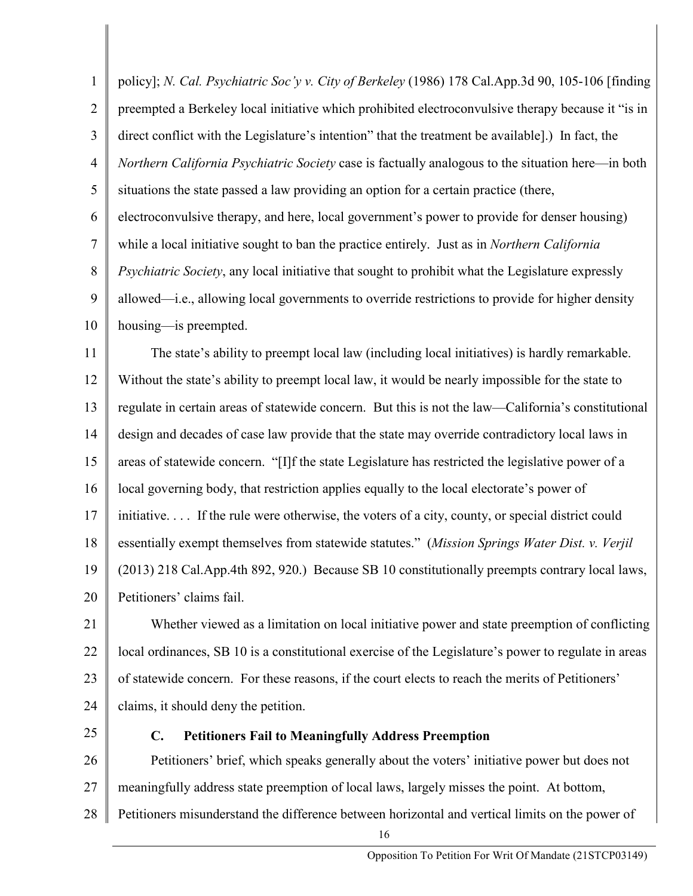policy]; *N. Cal. Psychiatric Soc'y v. City of Berkeley* (1986) 178 Cal.App.3d 90, 105-106 [finding preempted a Berkeley local initiative which prohibited electroconvulsive therapy because it "is in direct conflict with the Legislature's intention" that the treatment be available].) In fact, the *Northern California Psychiatric Society* case is factually analogous to the situation here—in both situations the state passed a law providing an option for a certain practice (there, electroconvulsive therapy, and here, local government's power to provide for denser housing) while a local initiative sought to ban the practice entirely. Just as in *Northern California Psychiatric Society*, any local initiative that sought to prohibit what the Legislature expressly allowed—i.e., allowing local governments to override restrictions to provide for higher density housing—is preempted.

The state's ability to preempt local law (including local initiatives) is hardly remarkable. Without the state's ability to preempt local law, it would be nearly impossible for the state to regulate in certain areas of statewide concern. But this is not the law—California's constitutional design and decades of case law provide that the state may override contradictory local laws in areas of statewide concern. "[I]f the state Legislature has restricted the legislative power of a local governing body, that restriction applies equally to the local electorate's power of initiative. . . . If the rule were otherwise, the voters of a city, county, or special district could essentially exempt themselves from statewide statutes." (*Mission Springs Water Dist. v. Verjil* (2013) 218 Cal.App.4th 892, 920.) Because SB 10 constitutionally preempts contrary local laws, Petitioners' claims fail.

Whether viewed as a limitation on local initiative power and state preemption of conflicting local ordinances, SB 10 is a constitutional exercise of the Legislature's power to regulate in areas of statewide concern. For these reasons, if the court elects to reach the merits of Petitioners' claims, it should deny the petition.

### C. Petitioners Fail to Meaningfully Address Preemption

Petitioners' brief, which speaks generally about the voters' initiative power but does not meaningfully address state preemption of local laws, largely misses the point. At bottom, Petitioners misunderstand the difference between horizontal and vertical limits on the power of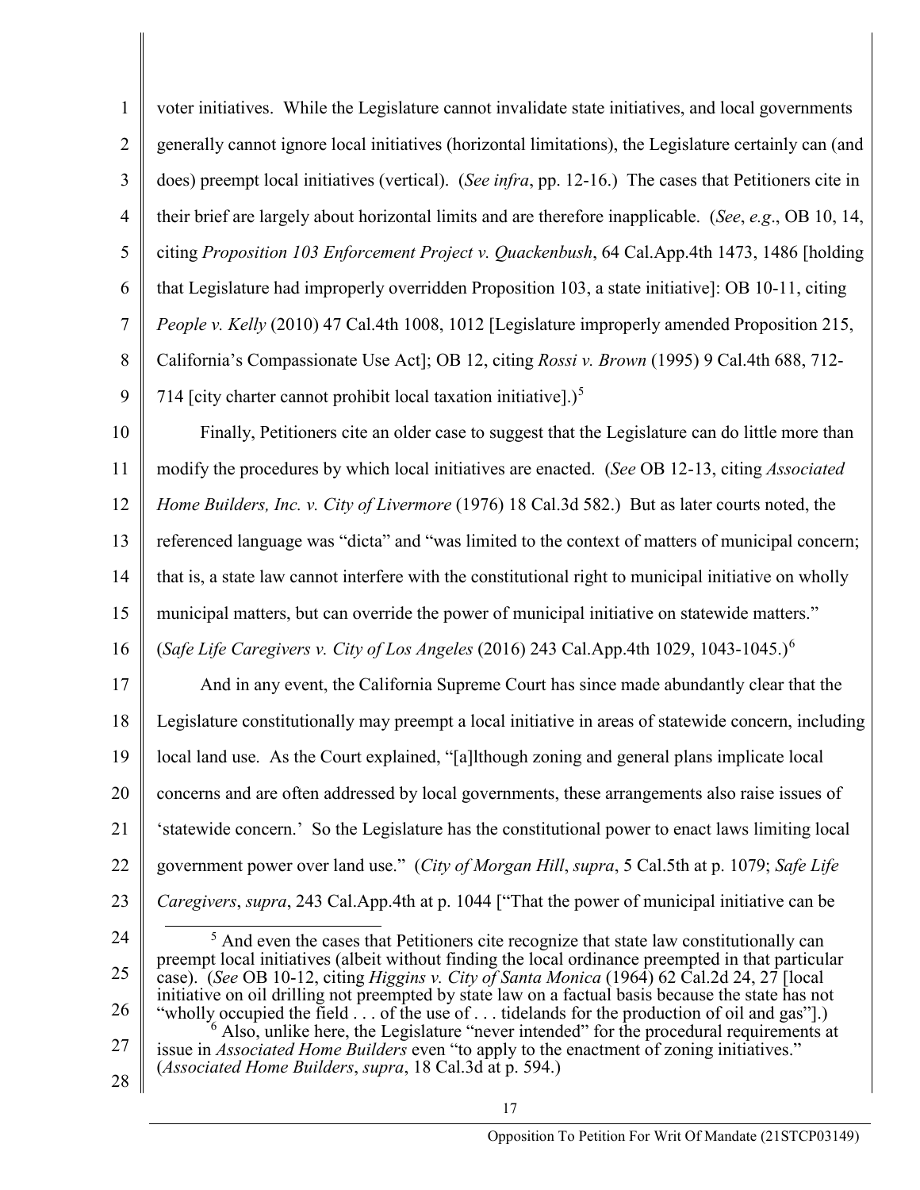voter initiatives. While the Legislature cannot invalidate state initiatives, and local governments generally cannot ignore local initiatives (horizontal limitations), the Legislature certainly can (and does) preempt local initiatives (vertical). (*See infra*, pp. 12-16.) The cases that Petitioners cite in their brief are largely about horizontal limits and are therefore inapplicable. (*See*, *e.g*., OB 10, 14, citing *Proposition 103 Enforcement Project v. Quackenbush*, 64 Cal.App.4th 1473, 1486 [holding that Legislature had improperly overridden Proposition 103, a state initiative]: OB 10-11, citing *People v. Kelly* (2010) 47 Cal.4th 1008, 1012 [Legislature improperly amended Proposition 215, California's Compassionate Use Act]; OB 12, citing *Rossi v. Brown* (1995) 9 Cal.4th 688, 712-714 [city charter cannot prohibit local taxation initiative].)[5]

Finally, Petitioners cite an older case to suggest that the Legislature can do little more than modify the procedures by which local initiatives are enacted. (*See* OB 12-13, citing *Associated Home Builders, Inc. v. City of Livermore* (1976) 18 Cal.3d 582.) But as later courts noted, the referenced language was "dicta" and "was limited to the context of matters of municipal concern; that is, a state law cannot interfere with the constitutional right to municipal initiative on wholly municipal matters, but can override the power of municipal initiative on statewide matters." (*Safe Life Caregivers v. City of Los Angeles* (2016) 243 Cal.App.4th 1029, 1043-1045.)[6]

And in any event, the California Supreme Court has since made abundantly clear that the Legislature constitutionally may preempt a local initiative in areas of statewide concern, including local land use. As the Court explained, "[a]lthough zoning and general plans implicate local concerns and are often addressed by local governments, these arrangements also raise issues of 'statewide concern.' So the Legislature has the constitutional power to enact laws limiting local government power over land use." (*City of Morgan Hill*, *supra*, 5 Cal.5th at p. 1079; *Safe Life Caregivers*, *supra*, 243 Cal.App.4th at p. 1044 ["That the power of municipal initiative can be

---

[5] And even the cases that Petitioners cite recognize that state law constitutionally can preempt local initiatives (albeit without finding the local ordinance preempted in that particular case). (*See* OB 10-12, citing *Higgins v. City of Santa Monica* (1964) 62 Cal.2d 24, 27 [local initiative on oil drilling not preempted by state law on a factual basis because the state has not "wholly occupied the field . . . of the use of . . . tidelands for the production of oil and gas"].)

[6] Also, unlike here, the Legislature "never intended" for the procedural requirements at issue in *Associated Home Builders* even "to apply to the enactment of zoning initiatives." (*Associated Home Builders*, *supra*, 18 Cal.3d at p. 594.)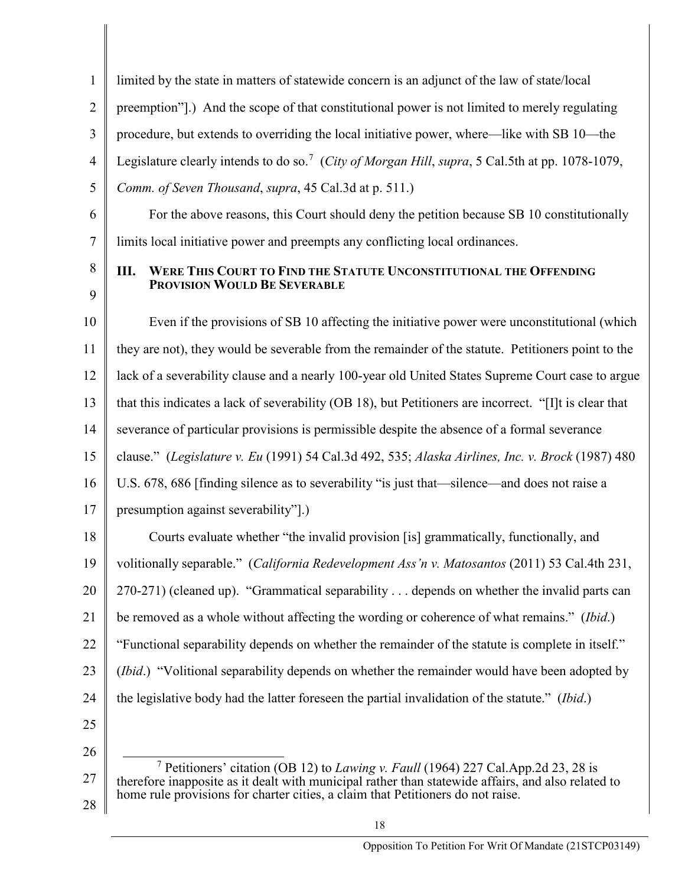limited by the state in matters of statewide concern is an adjunct of the law of state/local preemption"].) And the scope of that constitutional power is not limited to merely regulating procedure, but extends to overriding the local initiative power, where—like with SB 10—the Legislature clearly intends to do so.[7] (*City of Morgan Hill*, *supra*, 5 Cal.5th at pp. 1078-1079, *Comm. of Seven Thousand*, *supra*, 45 Cal.3d at p. 511.)

For the above reasons, this Court should deny the petition because SB 10 constitutionally limits local initiative power and preempts any conflicting local ordinances.

## III. Were This Court to Find the Statute Unconstitutional the Offending Provision Would Be Severable

Even if the provisions of SB 10 affecting the initiative power were unconstitutional (which they are not), they would be severable from the remainder of the statute. Petitioners point to the lack of a severability clause and a nearly 100-year old United States Supreme Court case to argue that this indicates a lack of severability (OB 18), but Petitioners are incorrect. "[I]t is clear that severance of particular provisions is permissible despite the absence of a formal severance clause." (*Legislature v. Eu* (1991) 54 Cal.3d 492, 535; *Alaska Airlines, Inc. v. Brock* (1987) 480 U.S. 678, 686 [finding silence as to severability "is just that—silence—and does not raise a presumption against severability"].)

Courts evaluate whether "the invalid provision [is] grammatically, functionally, and volitionally separable." (*California Redevelopment Ass'n v. Matosantos* (2011) 53 Cal.4th 231, 270-271) (cleaned up). "Grammatical separability . . . depends on whether the invalid parts can be removed as a whole without affecting the wording or coherence of what remains." (*Ibid*.) "Functional separability depends on whether the remainder of the statute is complete in itself." (*Ibid*.) "Volitional separability depends on whether the remainder would have been adopted by the legislative body had the latter foreseen the partial invalidation of the statute." (*Ibid*.)

---

[7] Petitioners' citation (OB 12) to *Lawing v. Faull* (1964) 227 Cal.App.2d 23, 28 is therefore inapposite as it dealt with municipal rather than statewide affairs, and also related to home rule provisions for charter cities, a claim that Petitioners do not raise.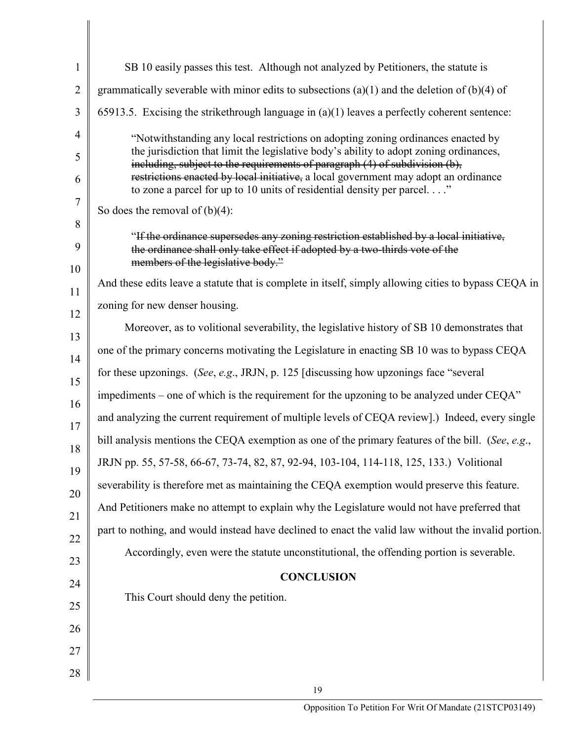SB 10 easily passes this test. Although not analyzed by Petitioners, the statute is grammatically severable with minor edits to subsections (a)(1) and the deletion of (b)(4) of 65913.5. Excising the strikethrough language in (a)(1) leaves a perfectly coherent sentence:

> "Notwithstanding any local restrictions on adopting zoning ordinances enacted by the jurisdiction that limit the legislative body's ability to adopt zoning ordinances, ~~including, subject to the requirements of paragraph (4) of subdivision (b), restrictions enacted by local initiative,~~ a local government may adopt an ordinance to zone a parcel for up to 10 units of residential density per parcel. . . ."

So does the removal of (b)(4):

> "~~If the ordinance supersedes any zoning restriction established by a local initiative, the ordinance shall only take effect if adopted by a two-thirds vote of the members of the legislative body.~~"

And these edits leave a statute that is complete in itself, simply allowing cities to bypass CEQA in zoning for new denser housing.

Moreover, as to volitional severability, the legislative history of SB 10 demonstrates that one of the primary concerns motivating the Legislature in enacting SB 10 was to bypass CEQA for these upzonings. (*See*, *e.g*., JRJN, p. 125 [discussing how upzonings face "several impediments – one of which is the requirement for the upzoning to be analyzed under CEQA" and analyzing the current requirement of multiple levels of CEQA review].) Indeed, every single bill analysis mentions the CEQA exemption as one of the primary features of the bill. (*See*, *e.g*., JRJN pp. 55, 57-58, 66-67, 73-74, 82, 87, 92-94, 103-104, 114-118, 125, 133.) Volitional severability is therefore met as maintaining the CEQA exemption would preserve this feature. And Petitioners make no attempt to explain why the Legislature would not have preferred that part to nothing, and would instead have declined to enact the valid law without the invalid portion.

Accordingly, even were the statute unconstitutional, the offending portion is severable.

## CONCLUSION

This Court should deny the petition.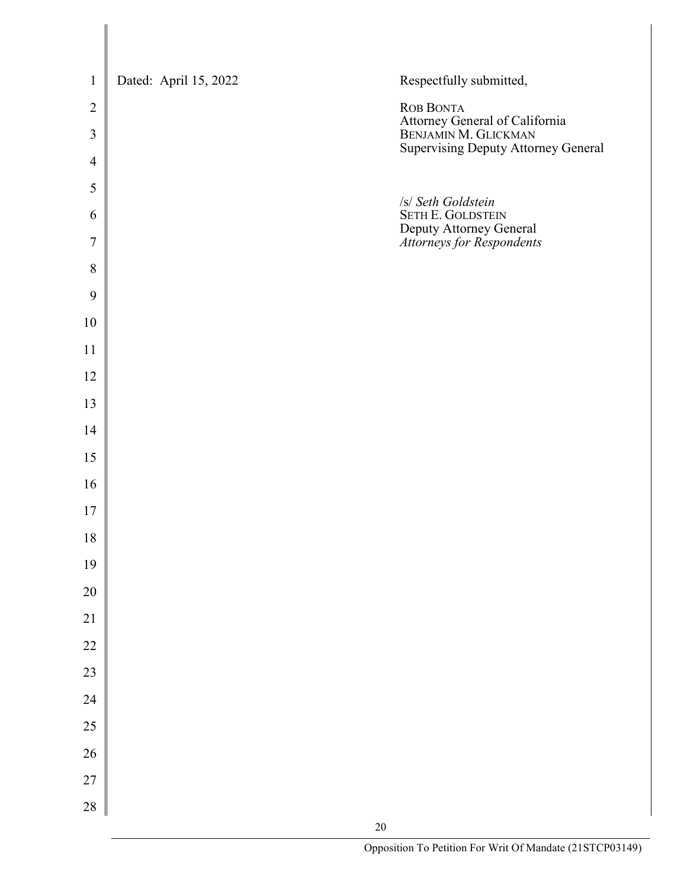Dated: April 15, 2022

Respectfully submitted,

ROB BONTA
Attorney General of California
BENJAMIN M. GLICKMAN
Supervising Deputy Attorney General

/s/ *Seth Goldstein*
SETH E. GOLDSTEIN
Deputy Attorney General
*Attorneys for Respondents*